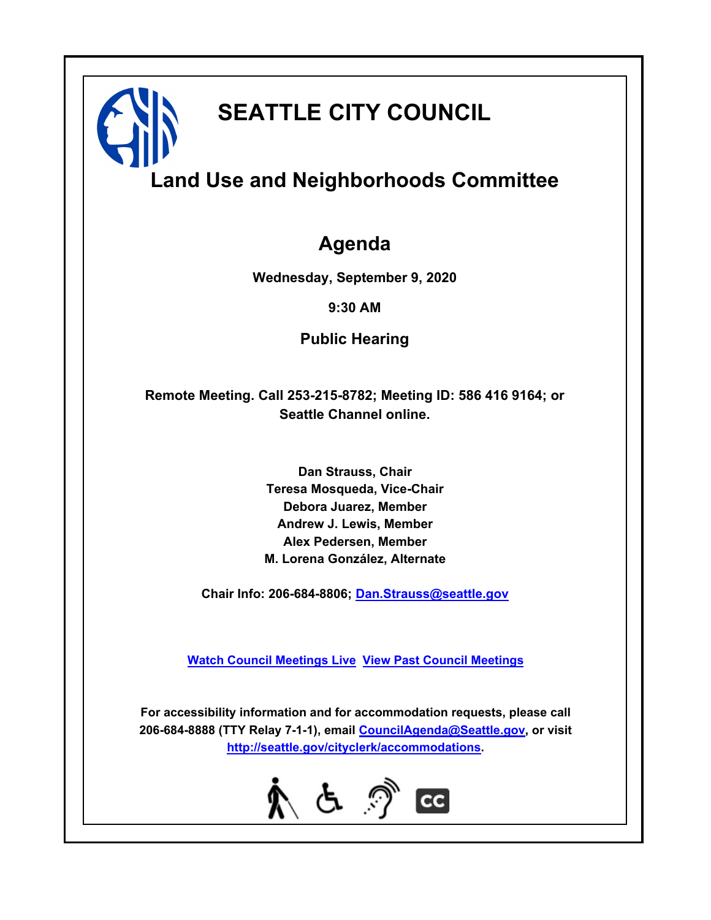# SEATTLE CITY COUNCIL

## Land Use and Neighborhoods Committee

## Agenda

**Wednesday, September 9, 2020**

**9:30 AM**

**Public Hearing**

**Remote Meeting. Call 253-215-8782; Meeting ID: 586 416 9164; or Seattle Channel online.**

**Dan Strauss, Chair**
**Teresa Mosqueda, Vice-Chair**
**Debora Juarez, Member**
**Andrew J. Lewis, Member**
**Alex Pedersen, Member**
**M. Lorena González, Alternate**

**Chair Info: 206-684-8806; Dan.Strauss@seattle.gov**

**Watch Council Meetings Live View Past Council Meetings**

**For accessibility information and for accommodation requests, please call 206-684-8888 (TTY Relay 7-1-1), email CouncilAgenda@Seattle.gov, or visit http://seattle.gov/cityclerk/accommodations.**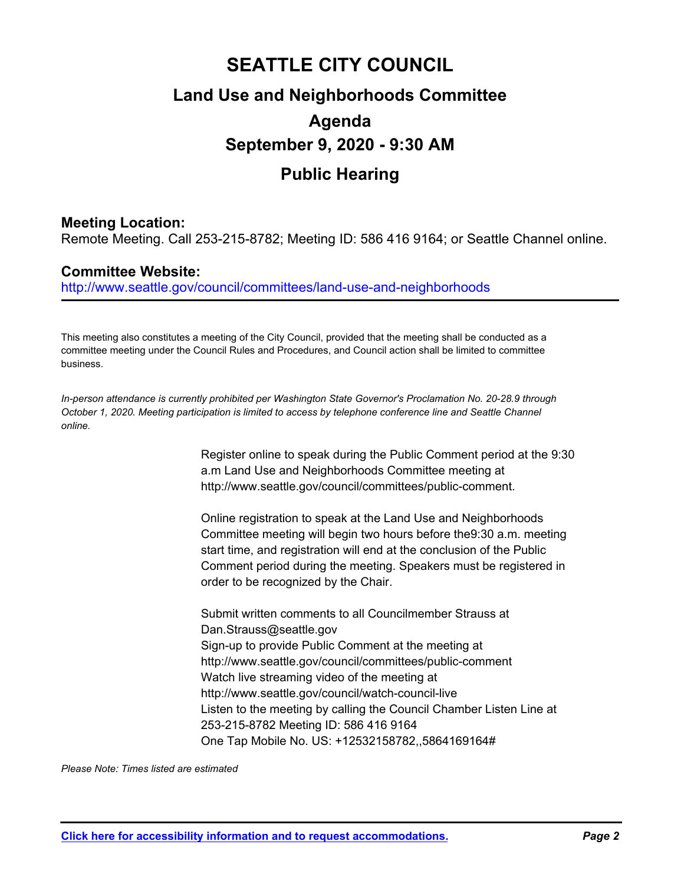# SEATTLE CITY COUNCIL

## Land Use and Neighborhoods Committee

## Agenda

## September 9, 2020 - 9:30 AM

## Public Hearing

**Meeting Location:**

Remote Meeting. Call 253-215-8782; Meeting ID: 586 416 9164; or Seattle Channel online.

**Committee Website:**

http://www.seattle.gov/council/committees/land-use-and-neighborhoods

This meeting also constitutes a meeting of the City Council, provided that the meeting shall be conducted as a committee meeting under the Council Rules and Procedures, and Council action shall be limited to committee business.

*In-person attendance is currently prohibited per Washington State Governor's Proclamation No. 20-28.9 through October 1, 2020. Meeting participation is limited to access by telephone conference line and Seattle Channel online.*

Register online to speak during the Public Comment period at the 9:30 a.m Land Use and Neighborhoods Committee meeting at http://www.seattle.gov/council/committees/public-comment.

Online registration to speak at the Land Use and Neighborhoods Committee meeting will begin two hours before the9:30 a.m. meeting start time, and registration will end at the conclusion of the Public Comment period during the meeting. Speakers must be registered in order to be recognized by the Chair.

Submit written comments to all Councilmember Strauss at Dan.Strauss@seattle.gov
Sign-up to provide Public Comment at the meeting at http://www.seattle.gov/council/committees/public-comment
Watch live streaming video of the meeting at http://www.seattle.gov/council/watch-council-live
Listen to the meeting by calling the Council Chamber Listen Line at 253-215-8782 Meeting ID: 586 416 9164
One Tap Mobile No. US: +12532158782,,5864169164#

*Please Note: Times listed are estimated*

**Click here for accessibility information and to request accommodations.**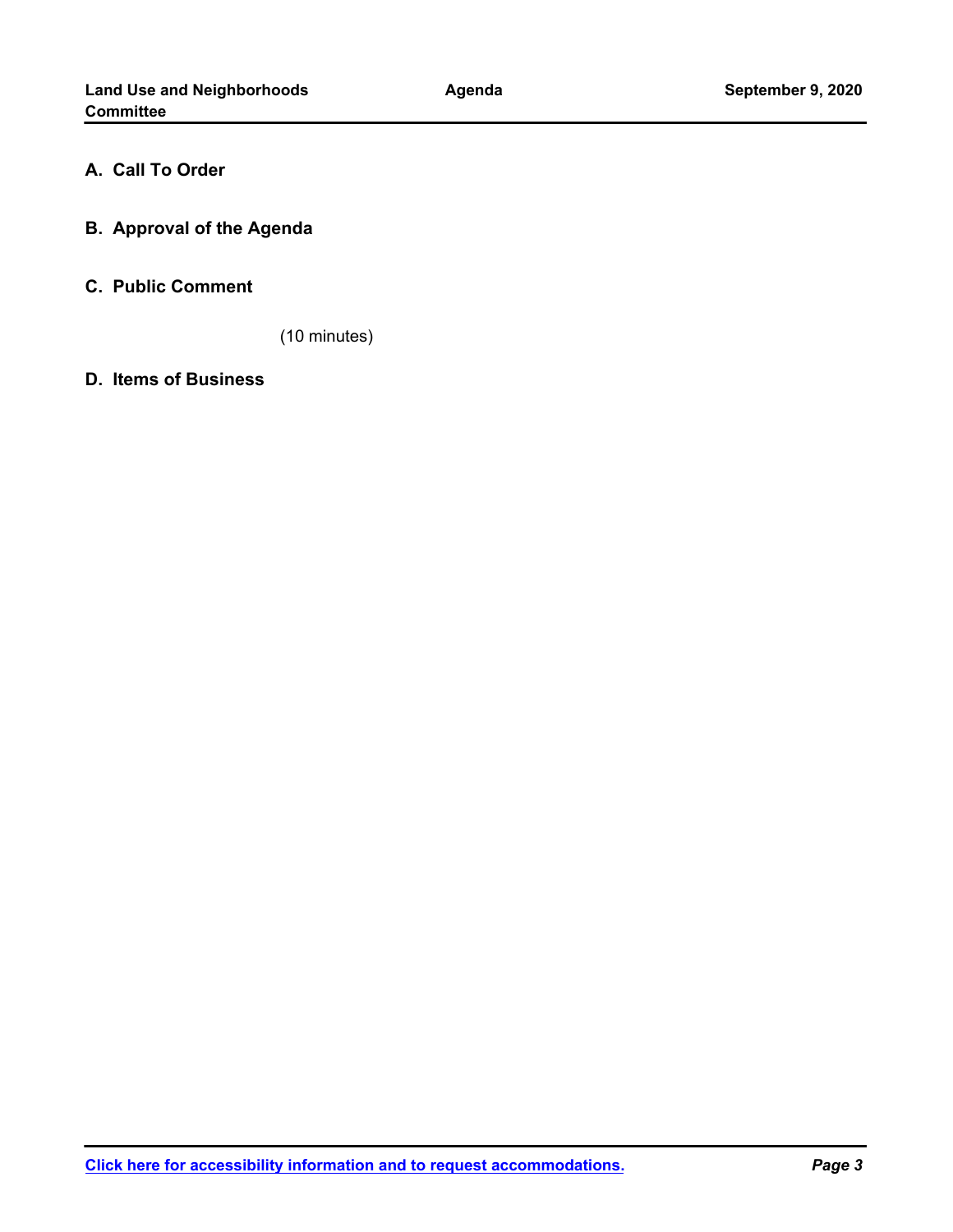## A. Call To Order

## B. Approval of the Agenda

## C. Public Comment

(10 minutes)

## D. Items of Business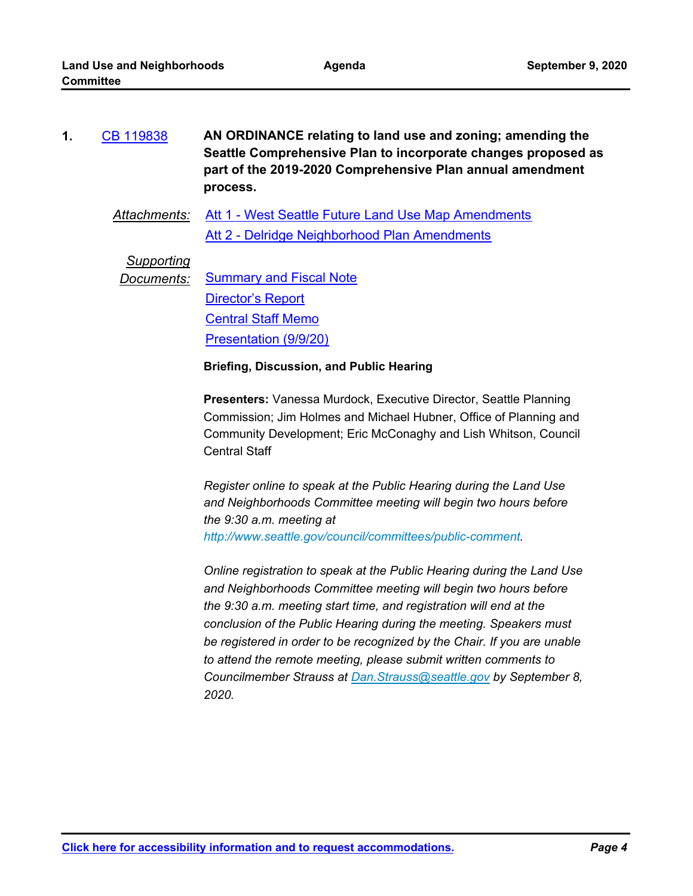1. CB 119838 **AN ORDINANCE relating to land use and zoning; amending the Seattle Comprehensive Plan to incorporate changes proposed as part of the 2019-2020 Comprehensive Plan annual amendment process.**

*Attachments:* Att 1 - West Seattle Future Land Use Map Amendments
Att 2 - Delridge Neighborhood Plan Amendments

*Supporting Documents:* Summary and Fiscal Note
Director's Report
Central Staff Memo
Presentation (9/9/20)

**Briefing, Discussion, and Public Hearing**

**Presenters:** Vanessa Murdock, Executive Director, Seattle Planning Commission; Jim Holmes and Michael Hubner, Office of Planning and Community Development; Eric McConaghy and Lish Whitson, Council Central Staff

*Register online to speak at the Public Hearing during the Land Use and Neighborhoods Committee meeting will begin two hours before the 9:30 a.m. meeting at http://www.seattle.gov/council/committees/public-comment.*

*Online registration to speak at the Public Hearing during the Land Use and Neighborhoods Committee meeting will begin two hours before the 9:30 a.m. meeting start time, and registration will end at the conclusion of the Public Hearing during the meeting. Speakers must be registered in order to be recognized by the Chair. If you are unable to attend the remote meeting, please submit written comments to Councilmember Strauss at Dan.Strauss@seattle.gov by September 8, 2020.*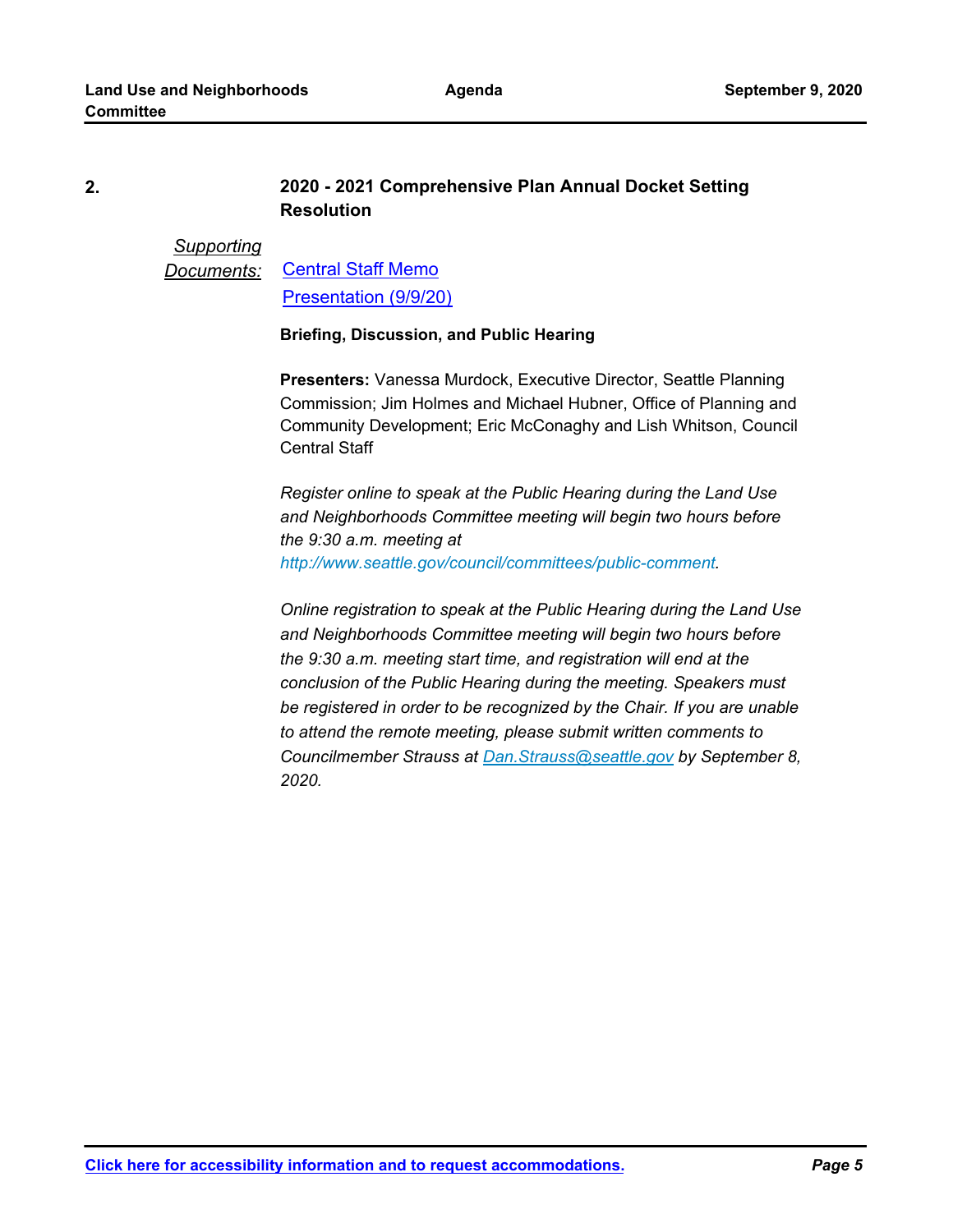## 2. 2020 - 2021 Comprehensive Plan Annual Docket Setting Resolution

*Supporting Documents:* Central Staff Memo
Presentation (9/9/20)

**Briefing, Discussion, and Public Hearing**

**Presenters:** Vanessa Murdock, Executive Director, Seattle Planning Commission; Jim Holmes and Michael Hubner, Office of Planning and Community Development; Eric McConaghy and Lish Whitson, Council Central Staff

*Register online to speak at the Public Hearing during the Land Use and Neighborhoods Committee meeting will begin two hours before the 9:30 a.m. meeting at http://www.seattle.gov/council/committees/public-comment.*

*Online registration to speak at the Public Hearing during the Land Use and Neighborhoods Committee meeting will begin two hours before the 9:30 a.m. meeting start time, and registration will end at the conclusion of the Public Hearing during the meeting. Speakers must be registered in order to be recognized by the Chair. If you are unable to attend the remote meeting, please submit written comments to Councilmember Strauss at Dan.Strauss@seattle.gov by September 8, 2020.*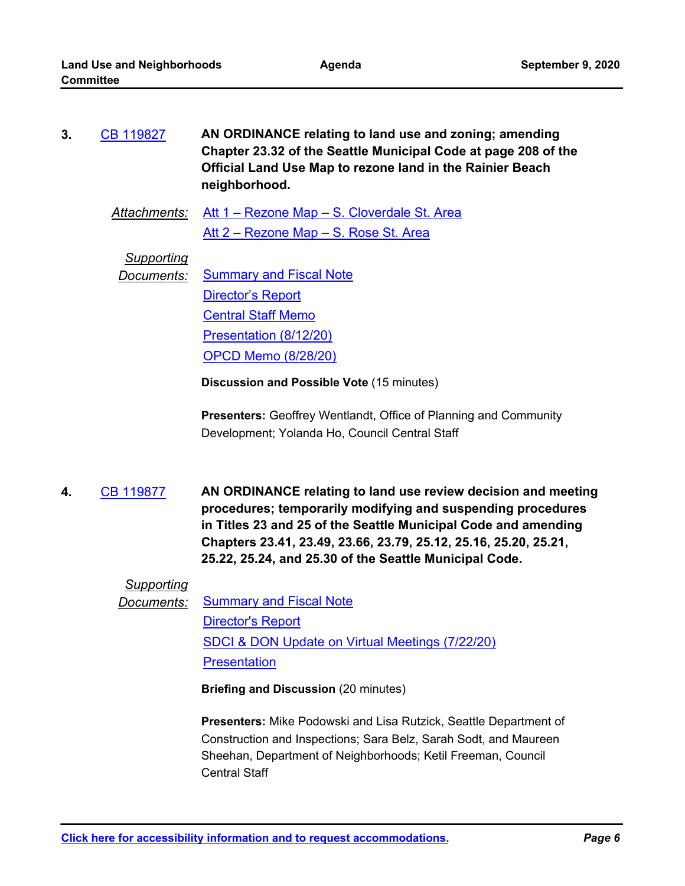**3.** CB 119827 **AN ORDINANCE relating to land use and zoning; amending Chapter 23.32 of the Seattle Municipal Code at page 208 of the Official Land Use Map to rezone land in the Rainier Beach neighborhood.**

*Attachments:* Att 1 – Rezone Map – S. Cloverdale St. Area
Att 2 – Rezone Map – S. Rose St. Area

*Supporting Documents:* Summary and Fiscal Note
Director's Report
Central Staff Memo
Presentation (8/12/20)
OPCD Memo (8/28/20)

**Discussion and Possible Vote** (15 minutes)

**Presenters:** Geoffrey Wentlandt, Office of Planning and Community Development; Yolanda Ho, Council Central Staff

**4.** CB 119877 **AN ORDINANCE relating to land use review decision and meeting procedures; temporarily modifying and suspending procedures in Titles 23 and 25 of the Seattle Municipal Code and amending Chapters 23.41, 23.49, 23.66, 23.79, 25.12, 25.16, 25.20, 25.21, 25.22, 25.24, and 25.30 of the Seattle Municipal Code.**

*Supporting Documents:* Summary and Fiscal Note
Director's Report
SDCI & DON Update on Virtual Meetings (7/22/20)
Presentation

**Briefing and Discussion** (20 minutes)

**Presenters:** Mike Podowski and Lisa Rutzick, Seattle Department of Construction and Inspections; Sara Belz, Sarah Sodt, and Maureen Sheehan, Department of Neighborhoods; Ketil Freeman, Council Central Staff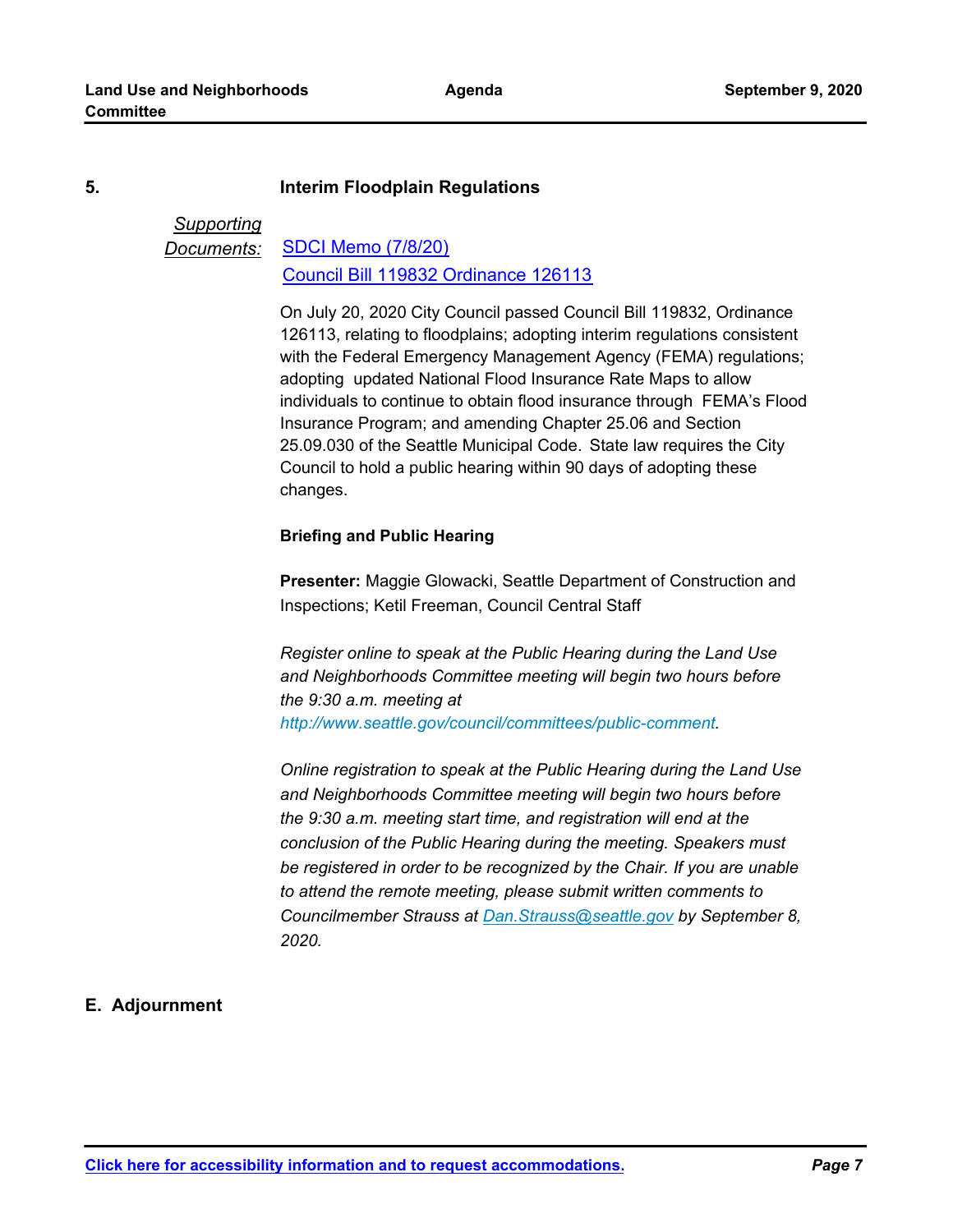**5. Interim Floodplain Regulations**

*Supporting Documents:* SDCI Memo (7/8/20)
Council Bill 119832 Ordinance 126113

On July 20, 2020 City Council passed Council Bill 119832, Ordinance 126113, relating to floodplains; adopting interim regulations consistent with the Federal Emergency Management Agency (FEMA) regulations; adopting updated National Flood Insurance Rate Maps to allow individuals to continue to obtain flood insurance through FEMA's Flood Insurance Program; and amending Chapter 25.06 and Section 25.09.030 of the Seattle Municipal Code. State law requires the City Council to hold a public hearing within 90 days of adopting these changes.

**Briefing and Public Hearing**

**Presenter:** Maggie Glowacki, Seattle Department of Construction and Inspections; Ketil Freeman, Council Central Staff

*Register online to speak at the Public Hearing during the Land Use and Neighborhoods Committee meeting will begin two hours before the 9:30 a.m. meeting at http://www.seattle.gov/council/committees/public-comment.*

*Online registration to speak at the Public Hearing during the Land Use and Neighborhoods Committee meeting will begin two hours before the 9:30 a.m. meeting start time, and registration will end at the conclusion of the Public Hearing during the meeting. Speakers must be registered in order to be recognized by the Chair. If you are unable to attend the remote meeting, please submit written comments to Councilmember Strauss at Dan.Strauss@seattle.gov by September 8, 2020.*

**E. Adjournment**